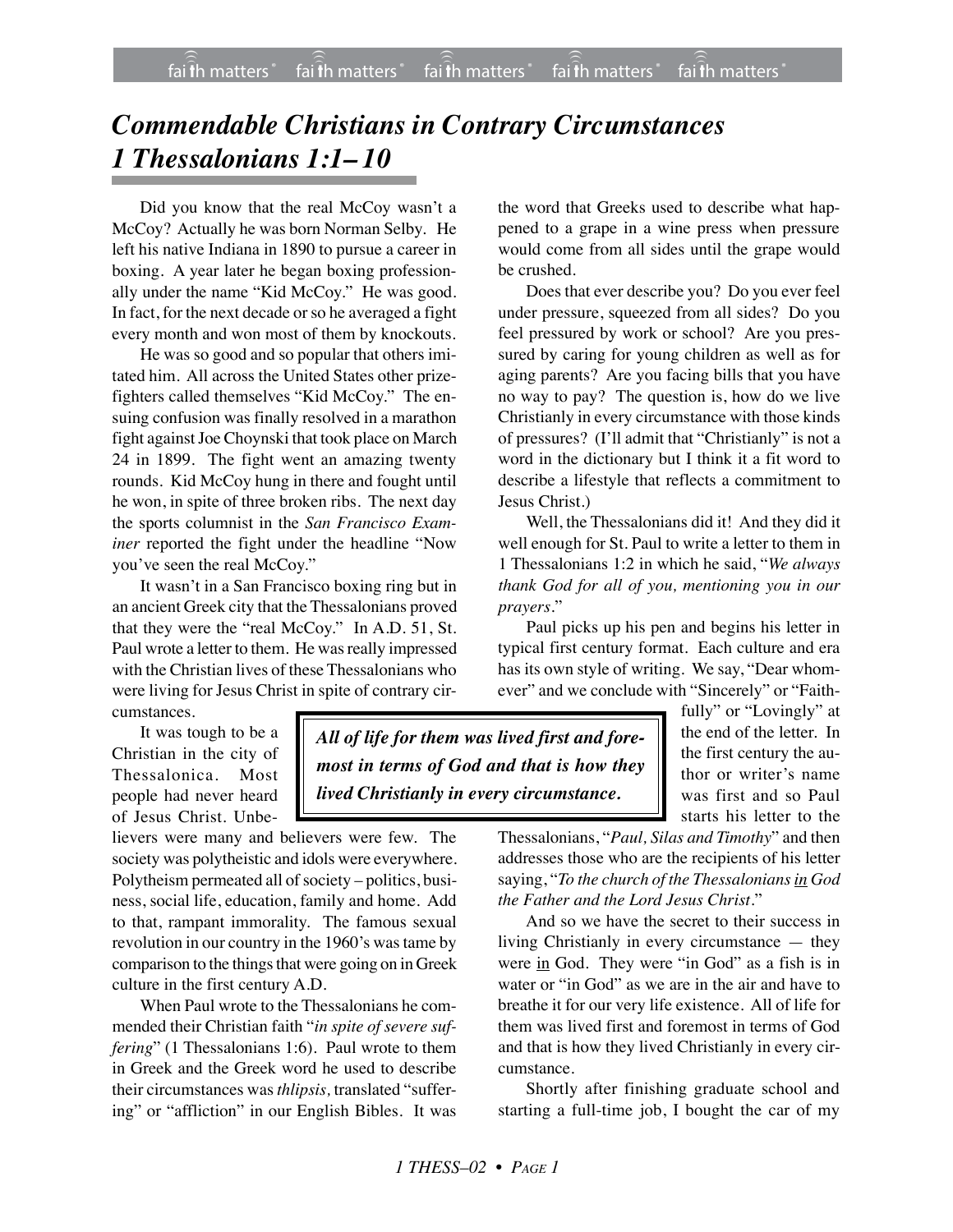# *Commendable Christians in Contrary Circumstances 1 Thessalonians 1:1– 10*

Did you know that the real McCoy wasn't a McCoy? Actually he was born Norman Selby. He left his native Indiana in 1890 to pursue a career in boxing. A year later he began boxing professionally under the name "Kid McCoy." He was good. In fact, for the next decade or so he averaged a fight every month and won most of them by knockouts.

He was so good and so popular that others imitated him. All across the United States other prizefighters called themselves "Kid McCoy." The ensuing confusion was finally resolved in a marathon fight against Joe Choynski that took place on March 24 in 1899. The fight went an amazing twenty rounds. Kid McCoy hung in there and fought until he won, in spite of three broken ribs. The next day the sports columnist in the *San Francisco Examiner* reported the fight under the headline "Now you've seen the real McCoy."

It wasn't in a San Francisco boxing ring but in an ancient Greek city that the Thessalonians proved that they were the "real McCoy." In A.D. 51, St. Paul wrote a letter to them. He was really impressed with the Christian lives of these Thessalonians who were living for Jesus Christ in spite of contrary circumstances.

It was tough to be a Christian in the city of Thessalonica. Most people had never heard of Jesus Christ. Unbelievers were many and believers were few. The society was polytheistic and idols were everywhere. Polytheism permeated all of society – politics, business, social life, education, family and home. Add to that, rampant immorality. The famous sexual revolution in our country in the 1960's was tame by comparison to the things that were going on in Greek culture in the first century A.D.

When Paul wrote to the Thessalonians he commended their Christian faith "*in spite of severe suffering*" (1 Thessalonians 1:6). Paul wrote to them in Greek and the Greek word he used to describe their circumstances was *thlipsis,* translated "suffering" or "affliction" in our English Bibles. It was the word that Greeks used to describe what happened to a grape in a wine press when pressure would come from all sides until the grape would be crushed.

Does that ever describe you? Do you ever feel under pressure, squeezed from all sides? Do you feel pressured by work or school? Are you pressured by caring for young children as well as for aging parents? Are you facing bills that you have no way to pay? The question is, how do we live Christianly in every circumstance with those kinds of pressures? (I'll admit that "Christianly" is not a word in the dictionary but I think it a fit word to describe a lifestyle that reflects a commitment to Jesus Christ.)

Well, the Thessalonians did it! And they did it well enough for St. Paul to write a letter to them in 1 Thessalonians 1:2 in which he said, "*We always thank God for all of you, mentioning you in our prayers*."

Paul picks up his pen and begins his letter in typical first century format. Each culture and era has its own style of writing. We say, "Dear whomever" and we conclude with "Sincerely" or "Faithfully" or "Lovingly" at the end of the letter. In the first century the author or writer's name was first and so Paul starts his letter to the Thessalonians, "*Paul, Silas and Timothy*" and then addresses those who are the recipients of his letter saying, "*To the church of the Thessalonians <u>in</u> God the Father and the Lord Jesus Christ*."

> ***All of life for them was lived first and foremost in terms of God and that is how they lived Christianly in every circumstance.***

And so we have the secret to their success in living Christianly in every circumstance — they were <u>in</u> God. They were "in God" as a fish is in water or "in God" as we are in the air and have to breathe it for our very life existence. All of life for them was lived first and foremost in terms of God and that is how they lived Christianly in every circumstance.

Shortly after finishing graduate school and starting a full-time job, I bought the car of my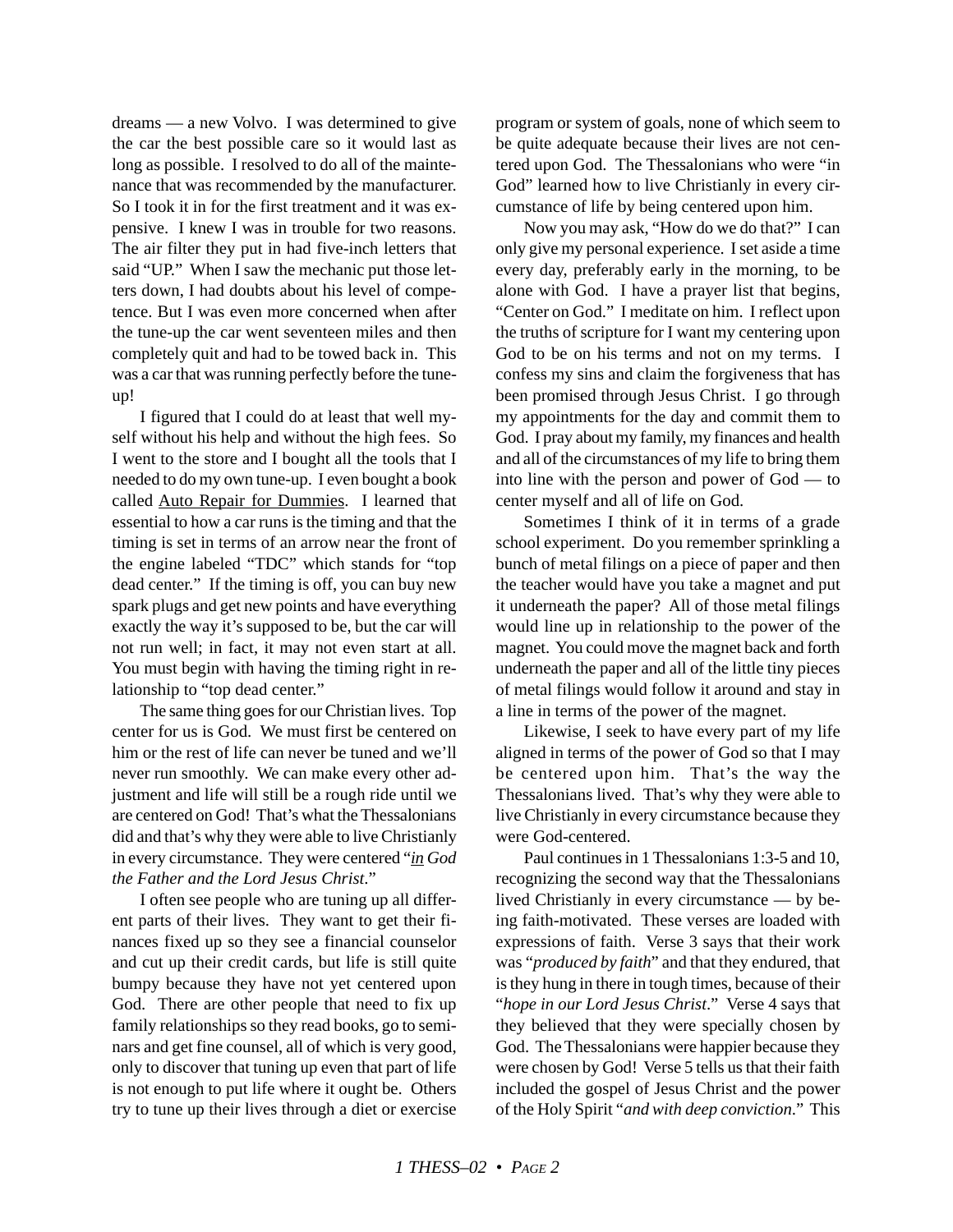dreams — a new Volvo. I was determined to give the car the best possible care so it would last as long as possible. I resolved to do all of the maintenance that was recommended by the manufacturer. So I took it in for the first treatment and it was expensive. I knew I was in trouble for two reasons. The air filter they put in had five-inch letters that said "UP." When I saw the mechanic put those letters down, I had doubts about his level of competence. But I was even more concerned when after the tune-up the car went seventeen miles and then completely quit and had to be towed back in. This was a car that was running perfectly before the tune-up!

I figured that I could do at least that well myself without his help and without the high fees. So I went to the store and I bought all the tools that I needed to do my own tune-up. I even bought a book called <u>Auto Repair for Dummies</u>. I learned that essential to how a car runs is the timing and that the timing is set in terms of an arrow near the front of the engine labeled "TDC" which stands for "top dead center." If the timing is off, you can buy new spark plugs and get new points and have everything exactly the way it's supposed to be, but the car will not run well; in fact, it may not even start at all. You must begin with having the timing right in relationship to "top dead center."

The same thing goes for our Christian lives. Top center for us is God. We must first be centered on him or the rest of life can never be tuned and we'll never run smoothly. We can make every other adjustment and life will still be a rough ride until we are centered on God! That's what the Thessalonians did and that's why they were able to live Christianly in every circumstance. They were centered "*<u>in</u> God the Father and the Lord Jesus Christ*."

I often see people who are tuning up all different parts of their lives. They want to get their finances fixed up so they see a financial counselor and cut up their credit cards, but life is still quite bumpy because they have not yet centered upon God. There are other people that need to fix up family relationships so they read books, go to seminars and get fine counsel, all of which is very good, only to discover that tuning up even that part of life is not enough to put life where it ought be. Others try to tune up their lives through a diet or exercise program or system of goals, none of which seem to be quite adequate because their lives are not centered upon God. The Thessalonians who were "in God" learned how to live Christianly in every circumstance of life by being centered upon him.

Now you may ask, "How do we do that?" I can only give my personal experience. I set aside a time every day, preferably early in the morning, to be alone with God. I have a prayer list that begins, "Center on God." I meditate on him. I reflect upon the truths of scripture for I want my centering upon God to be on his terms and not on my terms. I confess my sins and claim the forgiveness that has been promised through Jesus Christ. I go through my appointments for the day and commit them to God. I pray about my family, my finances and health and all of the circumstances of my life to bring them into line with the person and power of God — to center myself and all of life on God.

Sometimes I think of it in terms of a grade school experiment. Do you remember sprinkling a bunch of metal filings on a piece of paper and then the teacher would have you take a magnet and put it underneath the paper? All of those metal filings would line up in relationship to the power of the magnet. You could move the magnet back and forth underneath the paper and all of the little tiny pieces of metal filings would follow it around and stay in a line in terms of the power of the magnet.

Likewise, I seek to have every part of my life aligned in terms of the power of God so that I may be centered upon him. That's the way the Thessalonians lived. That's why they were able to live Christianly in every circumstance because they were God-centered.

Paul continues in 1 Thessalonians 1:3-5 and 10, recognizing the second way that the Thessalonians lived Christianly in every circumstance — by being faith-motivated. These verses are loaded with expressions of faith. Verse 3 says that their work was "*produced by faith*" and that they endured, that is they hung in there in tough times, because of their "*hope in our Lord Jesus Christ*." Verse 4 says that they believed that they were specially chosen by God. The Thessalonians were happier because they were chosen by God! Verse 5 tells us that their faith included the gospel of Jesus Christ and the power of the Holy Spirit "*and with deep conviction*." This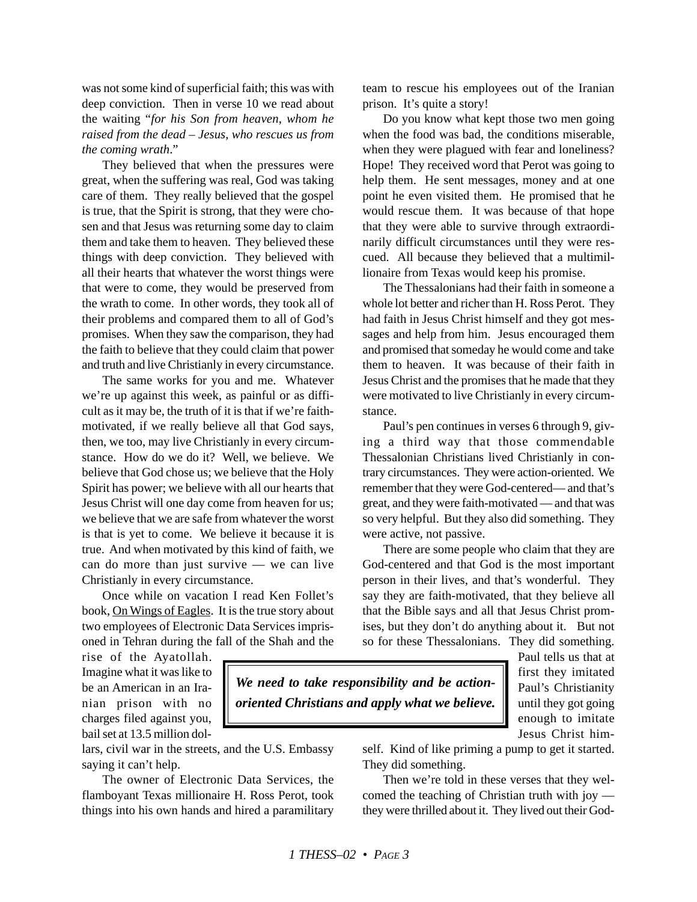was not some kind of superficial faith; this was with deep conviction. Then in verse 10 we read about the waiting "*for his Son from heaven, whom he raised from the dead – Jesus, who rescues us from the coming wrath*."

They believed that when the pressures were great, when the suffering was real, God was taking care of them. They really believed that the gospel is true, that the Spirit is strong, that they were chosen and that Jesus was returning some day to claim them and take them to heaven. They believed these things with deep conviction. They believed with all their hearts that whatever the worst things were that were to come, they would be preserved from the wrath to come. In other words, they took all of their problems and compared them to all of God's promises. When they saw the comparison, they had the faith to believe that they could claim that power and truth and live Christianly in every circumstance.

The same works for you and me. Whatever we're up against this week, as painful or as difficult as it may be, the truth of it is that if we're faith-motivated, if we really believe all that God says, then, we too, may live Christianly in every circumstance. How do we do it? Well, we believe. We believe that God chose us; we believe that the Holy Spirit has power; we believe with all our hearts that Jesus Christ will one day come from heaven for us; we believe that we are safe from whatever the worst is that is yet to come. We believe it because it is true. And when motivated by this kind of faith, we can do more than just survive — we can live Christianly in every circumstance.

Once while on vacation I read Ken Follet's book, On Wings of Eagles. It is the true story about two employees of Electronic Data Services imprisoned in Tehran during the fall of the Shah and the rise of the Ayatollah. Imagine what it was like to be an American in an Iranian prison with no charges filed against you, bail set at 13.5 million dollars, civil war in the streets, and the U.S. Embassy saying it can't help.

The owner of Electronic Data Services, the flamboyant Texas millionaire H. Ross Perot, took things into his own hands and hired a paramilitary team to rescue his employees out of the Iranian prison. It's quite a story!

Do you know what kept those two men going when the food was bad, the conditions miserable, when they were plagued with fear and loneliness? Hope! They received word that Perot was going to help them. He sent messages, money and at one point he even visited them. He promised that he would rescue them. It was because of that hope that they were able to survive through extraordinarily difficult circumstances until they were rescued. All because they believed that a multimillionaire from Texas would keep his promise.

The Thessalonians had their faith in someone a whole lot better and richer than H. Ross Perot. They had faith in Jesus Christ himself and they got messages and help from him. Jesus encouraged them and promised that someday he would come and take them to heaven. It was because of their faith in Jesus Christ and the promises that he made that they were motivated to live Christianly in every circumstance.

Paul's pen continues in verses 6 through 9, giving a third way that those commendable Thessalonian Christians lived Christianly in contrary circumstances. They were action-oriented. We remember that they were God-centered— and that's great, and they were faith-motivated — and that was so very helpful. But they also did something. They were active, not passive.

There are some people who claim that they are God-centered and that God is the most important person in their lives, and that's wonderful. They say they are faith-motivated, that they believe all that the Bible says and all that Jesus Christ promises, but they don't do anything about it. But not so for these Thessalonians. They did something. Paul tells us that at first they imitated Paul's Christianity until they got going enough to imitate Jesus Christ himself. Kind of like priming a pump to get it started. They did something.

> ***We need to take responsibility and be action-oriented Christians and apply what we believe.***

Then we're told in these verses that they welcomed the teaching of Christian truth with joy — they were thrilled about it. They lived out their God-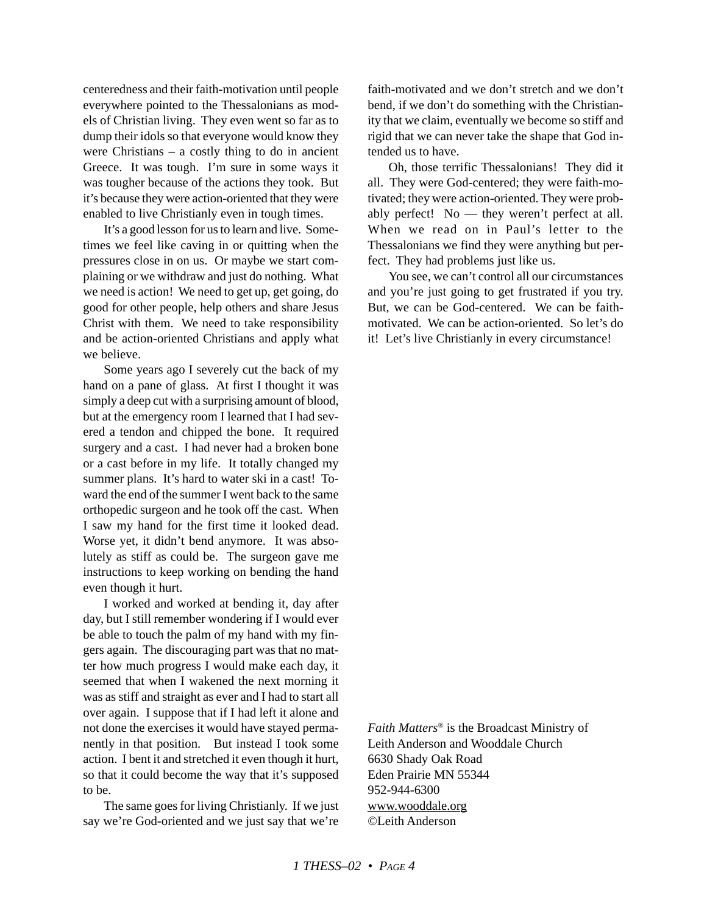centeredness and their faith-motivation until people everywhere pointed to the Thessalonians as models of Christian living. They even went so far as to dump their idols so that everyone would know they were Christians – a costly thing to do in ancient Greece. It was tough. I'm sure in some ways it was tougher because of the actions they took. But it's because they were action-oriented that they were enabled to live Christianly even in tough times.

It's a good lesson for us to learn and live. Sometimes we feel like caving in or quitting when the pressures close in on us. Or maybe we start complaining or we withdraw and just do nothing. What we need is action! We need to get up, get going, do good for other people, help others and share Jesus Christ with them. We need to take responsibility and be action-oriented Christians and apply what we believe.

Some years ago I severely cut the back of my hand on a pane of glass. At first I thought it was simply a deep cut with a surprising amount of blood, but at the emergency room I learned that I had severed a tendon and chipped the bone. It required surgery and a cast. I had never had a broken bone or a cast before in my life. It totally changed my summer plans. It's hard to water ski in a cast! Toward the end of the summer I went back to the same orthopedic surgeon and he took off the cast. When I saw my hand for the first time it looked dead. Worse yet, it didn't bend anymore. It was absolutely as stiff as could be. The surgeon gave me instructions to keep working on bending the hand even though it hurt.

I worked and worked at bending it, day after day, but I still remember wondering if I would ever be able to touch the palm of my hand with my fingers again. The discouraging part was that no matter how much progress I would make each day, it seemed that when I wakened the next morning it was as stiff and straight as ever and I had to start all over again. I suppose that if I had left it alone and not done the exercises it would have stayed permanently in that position. But instead I took some action. I bent it and stretched it even though it hurt, so that it could become the way that it's supposed to be.

The same goes for living Christianly. If we just say we're God-oriented and we just say that we're faith-motivated and we don't stretch and we don't bend, if we don't do something with the Christianity that we claim, eventually we become so stiff and rigid that we can never take the shape that God intended us to have.

Oh, those terrific Thessalonians! They did it all. They were God-centered; they were faith-motivated; they were action-oriented. They were probably perfect! No — they weren't perfect at all. When we read on in Paul's letter to the Thessalonians we find they were anything but perfect. They had problems just like us.

You see, we can't control all our circumstances and you're just going to get frustrated if you try. But, we can be God-centered. We can be faith-motivated. We can be action-oriented. So let's do it! Let's live Christianly in every circumstance!

*Faith Matters®* is the Broadcast Ministry of
Leith Anderson and Wooddale Church
6630 Shady Oak Road
Eden Prairie MN 55344
952-944-6300
www.wooddale.org
©Leith Anderson